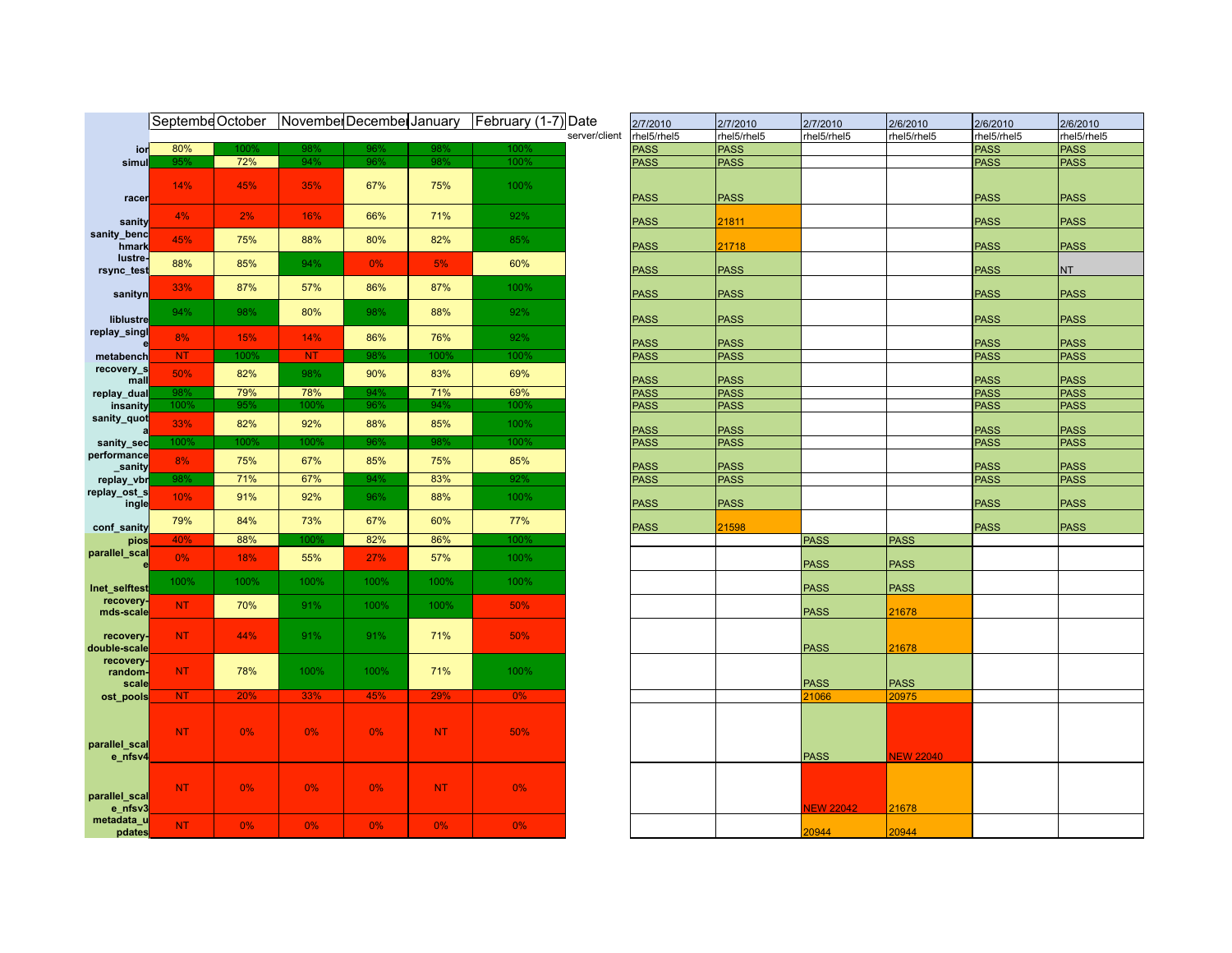| | Septembe | October | November | December | January | February (1-7) | Date | 2/7/2010 | 2/7/2010 | 2/7/2010 | 2/6/2010 | 2/6/2010 | 2/6/2010 |
|---|---|---|---|---|---|---|---|---|---|---|---|---|---|
| | | | | | | | server/client | rhel5/rhel5 | rhel5/rhel5 | rhel5/rhel5 | rhel5/rhel5 | rhel5/rhel5 | rhel5/rhel5 |
| ior | 80% | 100% | 98% | 96% | 98% | 100% | | PASS | PASS | | | PASS | PASS |
| simul | 95% | 72% | 94% | 96% | 98% | 100% | | PASS | PASS | | | PASS | PASS |
| racer | 14% | 45% | 35% | 67% | 75% | 100% | | PASS | PASS | | | PASS | PASS |
| sanity | 4% | 2% | 16% | 66% | 71% | 92% | | PASS | 21811 | | | PASS | PASS |
| sanity_benchmark | 45% | 75% | 88% | 80% | 82% | 85% | | PASS | 21718 | | | PASS | PASS |
| lustre-rsync_test | 88% | 85% | 94% | 0% | 5% | 60% | | PASS | PASS | | | PASS | NT |
| sanityn | 33% | 87% | 57% | 86% | 87% | 100% | | PASS | PASS | | | PASS | PASS |
| liblustre | 94% | 98% | 80% | 98% | 88% | 92% | | PASS | PASS | | | PASS | PASS |
| replay_single | 8% | 15% | 14% | 86% | 76% | 92% | | PASS | PASS | | | PASS | PASS |
| metabench | NT | 100% | NT | 98% | 100% | 100% | | PASS | PASS | | | PASS | PASS |
| recovery_small | 50% | 82% | 98% | 90% | 83% | 69% | | PASS | PASS | | | PASS | PASS |
| replay_dual | 98% | 79% | 78% | 94% | 71% | 69% | | PASS | PASS | | | PASS | PASS |
| insanity | 100% | 95% | 100% | 96% | 94% | 100% | | PASS | PASS | | | PASS | PASS |
| sanity_quota | 33% | 82% | 92% | 88% | 85% | 100% | | PASS | PASS | | | PASS | PASS |
| sanity_sec | 100% | 100% | 100% | 96% | 98% | 100% | | PASS | PASS | | | PASS | PASS |
| performance_sanity | 8% | 75% | 67% | 85% | 75% | 85% | | PASS | PASS | | | PASS | PASS |
| replay_vbr | 98% | 71% | 67% | 94% | 83% | 92% | | PASS | PASS | | | PASS | PASS |
| replay_ost_single | 10% | 91% | 92% | 96% | 88% | 100% | | PASS | PASS | | | PASS | PASS |
| conf_sanity | 79% | 84% | 73% | 67% | 60% | 77% | | PASS | 21598 | | | PASS | PASS |
| pios | 40% | 88% | 100% | 82% | 86% | 100% | | | | PASS | PASS | | |
| parallel_scale | 0% | 18% | 55% | 27% | 57% | 100% | | | | PASS | PASS | | |
| lnet_selftest | 100% | 100% | 100% | 100% | 100% | 100% | | | | PASS | PASS | | |
| recovery-mds-scale | NT | 70% | 91% | 100% | 100% | 50% | | | | PASS | 21678 | | |
| recovery-double-scale | NT | 44% | 91% | 91% | 71% | 50% | | | | PASS | 21678 | | |
| recovery-random-scale | NT | 78% | 100% | 100% | 71% | 100% | | | | PASS | PASS | | |
| ost_pools | NT | 20% | 33% | 45% | 29% | 0% | | | | 21066 | 20975 | | |
| parallel_scale_nfsv4 | NT | 0% | 0% | 0% | NT | 50% | | | | PASS | NEW 22040 | | |
| parallel_scale_nfsv3 | NT | 0% | 0% | 0% | NT | 0% | | | | NEW 22042 | 21678 | | |
| metadata_updates | NT | 0% | 0% | 0% | 0% | 0% | | | | 20944 | 20944 | | |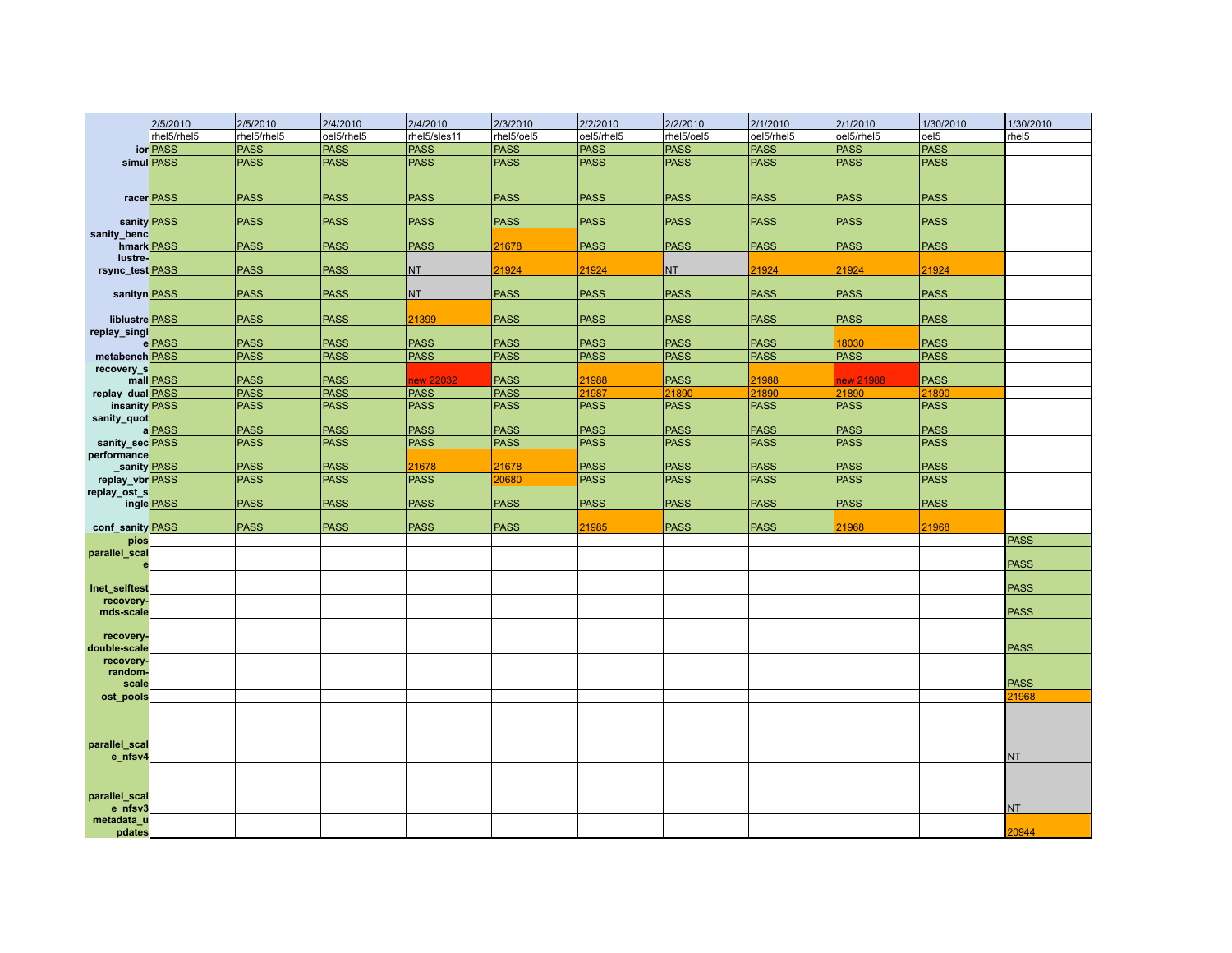| | 2/5/2010 | 2/5/2010 | 2/4/2010 | 2/4/2010 | 2/3/2010 | 2/2/2010 | 2/2/2010 | 2/1/2010 | 2/1/2010 | 1/30/2010 | 1/30/2010 |
|---|---|---|---|---|---|---|---|---|---|---|---|
| | rhel5/rhel5 | rhel5/rhel5 | oel5/rhel5 | rhel5/sles11 | rhel5/oel5 | oel5/rhel5 | rhel5/oel5 | oel5/rhel5 | oel5/rhel5 | oel5 | rhel5 |
| ior | PASS | PASS | PASS | PASS | PASS | PASS | PASS | PASS | PASS | PASS | |
| simul | PASS | PASS | PASS | PASS | PASS | PASS | PASS | PASS | PASS | PASS | |
| racer | PASS | PASS | PASS | PASS | PASS | PASS | PASS | PASS | PASS | PASS | |
| sanity | PASS | PASS | PASS | PASS | PASS | PASS | PASS | PASS | PASS | PASS | |
| sanity_benchmark | PASS | PASS | PASS | PASS | 21678 | PASS | PASS | PASS | PASS | PASS | |
| lustre-rsync_test | PASS | PASS | PASS | NT | 21924 | 21924 | NT | 21924 | 21924 | 21924 | |
| sanityn | PASS | PASS | PASS | NT | PASS | PASS | PASS | PASS | PASS | PASS | |
| liblustre | PASS | PASS | PASS | 21399 | PASS | PASS | PASS | PASS | PASS | PASS | |
| replay_single | PASS | PASS | PASS | PASS | PASS | PASS | PASS | PASS | 18030 | PASS | |
| metabench | PASS | PASS | PASS | PASS | PASS | PASS | PASS | PASS | PASS | PASS | |
| recovery_small | PASS | PASS | PASS | new 22032 | PASS | 21988 | PASS | 21988 | new 21988 | PASS | |
| replay_dual | PASS | PASS | PASS | PASS | PASS | 21987 | 21890 | 21890 | 21890 | 21890 | |
| insanity | PASS | PASS | PASS | PASS | PASS | PASS | PASS | PASS | PASS | PASS | |
| sanity_quota | PASS | PASS | PASS | PASS | PASS | PASS | PASS | PASS | PASS | PASS | |
| sanity_sec | PASS | PASS | PASS | PASS | PASS | PASS | PASS | PASS | PASS | PASS | |
| performance_sanity | PASS | PASS | PASS | 21678 | 21678 | PASS | PASS | PASS | PASS | PASS | |
| replay_vbr | PASS | PASS | PASS | PASS | 20680 | PASS | PASS | PASS | PASS | PASS | |
| replay_ost_single | PASS | PASS | PASS | PASS | PASS | PASS | PASS | PASS | PASS | PASS | |
| conf_sanity | PASS | PASS | PASS | PASS | PASS | 21985 | PASS | PASS | 21968 | 21968 | |
| pios | | | | | | | | | | | PASS |
| parallel_scale | | | | | | | | | | | PASS |
| lnet_selftest | | | | | | | | | | | PASS |
| recovery-mds-scale | | | | | | | | | | | PASS |
| recovery-double-scale | | | | | | | | | | | PASS |
| recovery-random-scale | | | | | | | | | | | PASS |
| ost_pools | | | | | | | | | | | 21968 |
| parallel_scale_nfsv4 | | | | | | | | | | | NT |
| parallel_scale_nfsv3 | | | | | | | | | | | NT |
| metadata_updates | | | | | | | | | | | 20944 |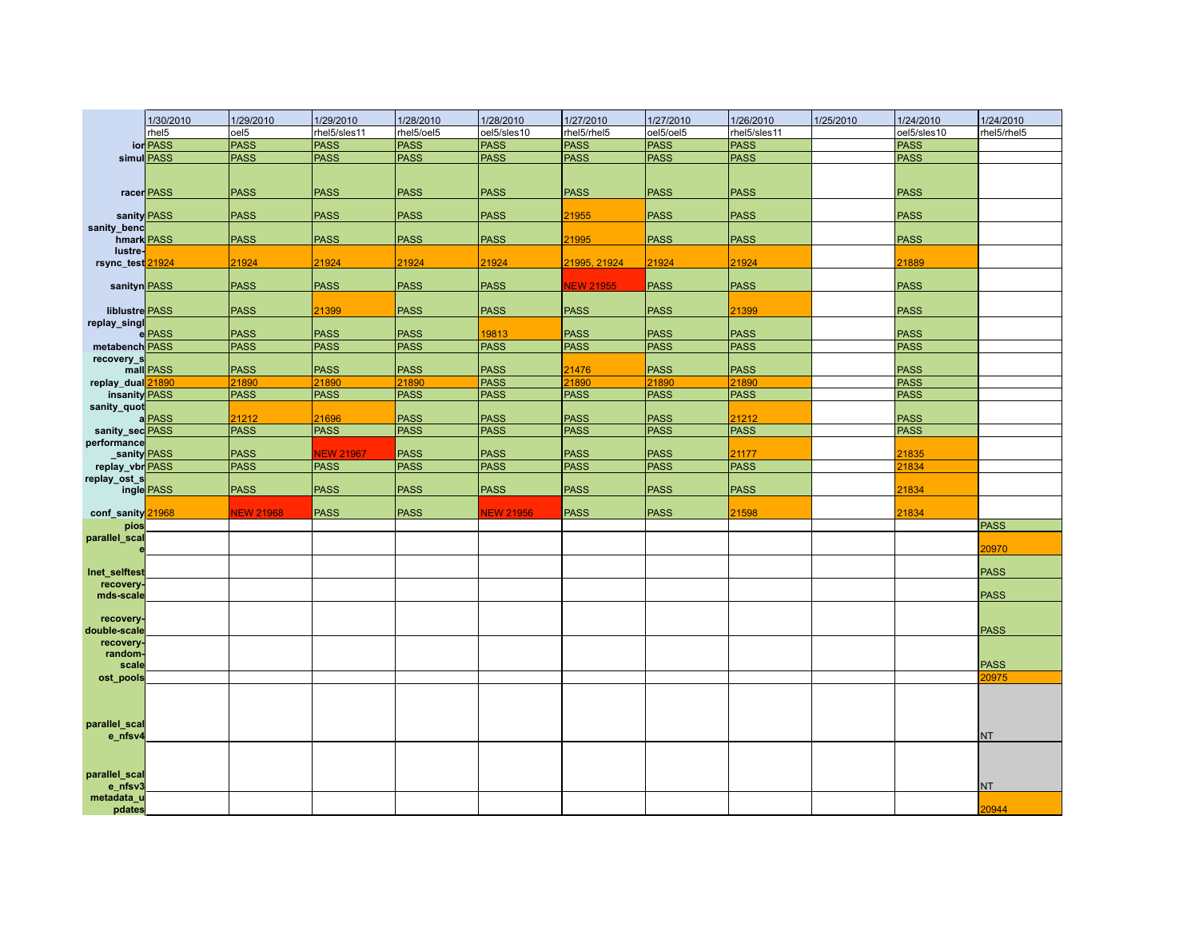| | 1/30/2010 | 1/29/2010 | 1/29/2010 | 1/28/2010 | 1/28/2010 | 1/27/2010 | 1/27/2010 | 1/26/2010 | 1/25/2010 | 1/24/2010 | 1/24/2010 |
|---|---|---|---|---|---|---|---|---|---|---|---|
| | rhel5 | oel5 | rhel5/sles11 | rhel5/oel5 | oel5/sles10 | rhel5/rhel5 | oel5/oel5 | rhel5/sles11 | | oel5/sles10 | rhel5/rhel5 |
| ior | PASS | PASS | PASS | PASS | PASS | PASS | PASS | PASS | | PASS | |
| simul | PASS | PASS | PASS | PASS | PASS | PASS | PASS | PASS | | PASS | |
| racer | PASS | PASS | PASS | PASS | PASS | PASS | PASS | PASS | | PASS | |
| sanity | PASS | PASS | PASS | PASS | PASS | 21955 | PASS | PASS | | PASS | |
| sanity_benchmark | PASS | PASS | PASS | PASS | PASS | 21995 | PASS | PASS | | PASS | |
| lustre-rsync_test | 21924 | 21924 | 21924 | 21924 | 21924 | 21995, 21924 | 21924 | 21924 | | 21889 | |
| sanityn | PASS | PASS | PASS | PASS | PASS | NEW 21955 | PASS | PASS | | PASS | |
| liblustre | PASS | PASS | 21399 | PASS | PASS | PASS | PASS | 21399 | | PASS | |
| replay_single | PASS | PASS | PASS | PASS | 19813 | PASS | PASS | PASS | | PASS | |
| metabench | PASS | PASS | PASS | PASS | PASS | PASS | PASS | PASS | | PASS | |
| recovery_small | PASS | PASS | PASS | PASS | PASS | 21476 | PASS | PASS | | PASS | |
| replay_dual | 21890 | 21890 | 21890 | 21890 | PASS | 21890 | 21890 | 21890 | | PASS | |
| insanity | PASS | PASS | PASS | PASS | PASS | PASS | PASS | PASS | | PASS | |
| sanity_quota | PASS | 21212 | 21696 | PASS | PASS | PASS | PASS | 21212 | | PASS | |
| sanity_sec | PASS | PASS | PASS | PASS | PASS | PASS | PASS | PASS | | PASS | |
| performance_sanity | PASS | PASS | NEW 21967 | PASS | PASS | PASS | PASS | 21177 | | 21835 | |
| replay_vbr | PASS | PASS | PASS | PASS | PASS | PASS | PASS | PASS | | 21834 | |
| replay_ost_single | PASS | PASS | PASS | PASS | PASS | PASS | PASS | PASS | | 21834 | |
| conf_sanity | 21968 | NEW 21968 | PASS | PASS | NEW 21956 | PASS | PASS | 21598 | | 21834 | |
| pios | | | | | | | | | | | PASS |
| parallel_scale | | | | | | | | | | | 20970 |
| lnet_selftest | | | | | | | | | | | PASS |
| recovery-mds-scale | | | | | | | | | | | PASS |
| recovery-double-scale | | | | | | | | | | | PASS |
| recovery-random-scale | | | | | | | | | | | PASS |
| ost_pools | | | | | | | | | | | 20975 |
| parallel_scale_nfsv4 | | | | | | | | | | | NT |
| parallel_scale_nfsv3 | | | | | | | | | | | NT |
| metadata_updates | | | | | | | | | | | 20944 |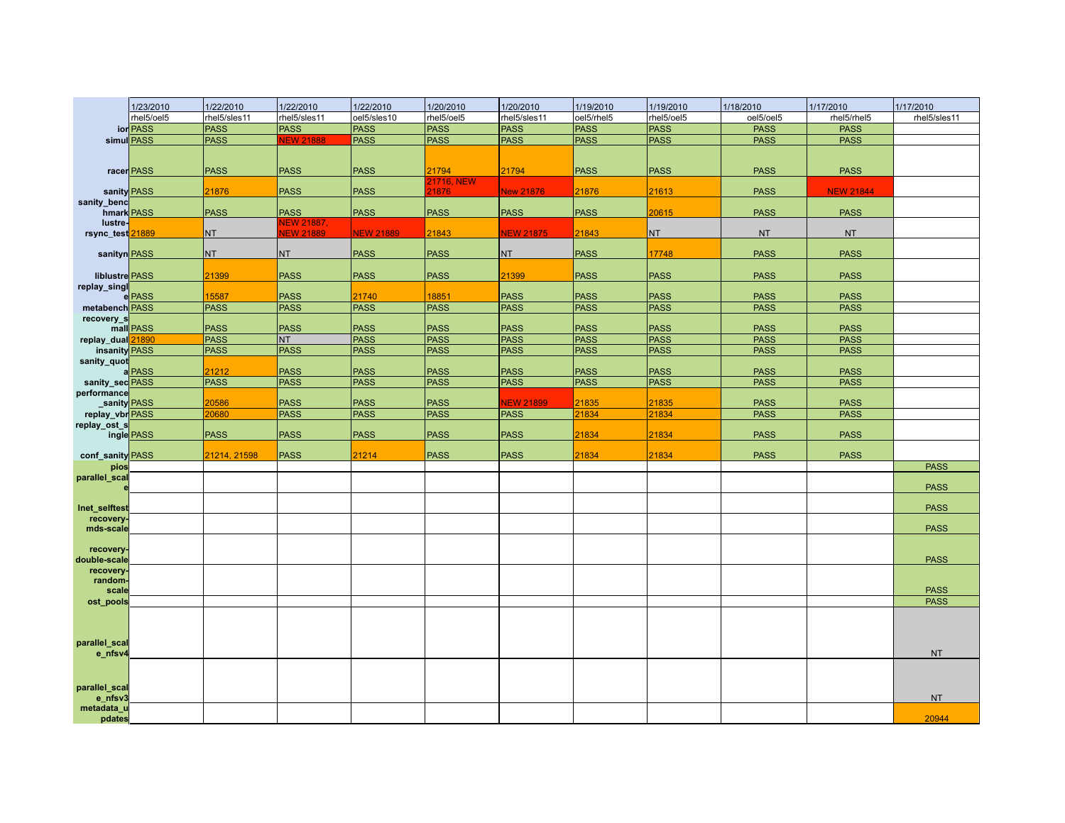| | 1/23/2010 | 1/22/2010 | 1/22/2010 | 1/22/2010 | 1/20/2010 | 1/20/2010 | 1/19/2010 | 1/19/2010 | 1/18/2010 | 1/17/2010 | 1/17/2010 |
|---|---|---|---|---|---|---|---|---|---|---|---|
| | rhel5/oel5 | rhel5/sles11 | rhel5/sles11 | oel5/sles10 | rhel5/oel5 | rhel5/sles11 | oel5/rhel5 | rhel5/oel5 | oel5/oel5 | rhel5/rhel5 | rhel5/sles11 |
| ior | PASS | PASS | PASS | PASS | PASS | PASS | PASS | PASS | PASS | PASS | |
| simul | PASS | PASS | NEW 21888 | PASS | PASS | PASS | PASS | PASS | PASS | PASS | |
| racer | PASS | PASS | PASS | PASS | 21794 | 21794 | PASS | PASS | PASS | PASS | |
| sanity | PASS | 21876 | PASS | PASS | 21716, NEW 21876 | New 21876 | 21876 | 21613 | PASS | NEW 21844 | |
| sanity_benchmark | PASS | PASS | PASS | PASS | PASS | PASS | PASS | 20615 | PASS | PASS | |
| lustre-rsync_test | 21889 | NT | NEW 21887, NEW 21889 | NEW 21889 | 21843 | NEW 21875 | 21843 | NT | NT | NT | |
| sanityn | PASS | NT | NT | PASS | PASS | NT | PASS | 17748 | PASS | PASS | |
| liblustre | PASS | 21399 | PASS | PASS | PASS | 21399 | PASS | PASS | PASS | PASS | |
| replay_single | PASS | 15587 | PASS | 21740 | 18851 | PASS | PASS | PASS | PASS | PASS | |
| metabench | PASS | PASS | PASS | PASS | PASS | PASS | PASS | PASS | PASS | PASS | |
| recovery_small | PASS | PASS | PASS | PASS | PASS | PASS | PASS | PASS | PASS | PASS | |
| replay_dual | 21890 | PASS | NT | PASS | PASS | PASS | PASS | PASS | PASS | PASS | |
| insanity | PASS | PASS | PASS | PASS | PASS | PASS | PASS | PASS | PASS | PASS | |
| sanity_quota | PASS | 21212 | PASS | PASS | PASS | PASS | PASS | PASS | PASS | PASS | |
| sanity_sec | PASS | PASS | PASS | PASS | PASS | PASS | PASS | PASS | PASS | PASS | |
| performance_sanity | PASS | 20586 | PASS | PASS | PASS | NEW 21899 | 21835 | 21835 | PASS | PASS | |
| replay_vbr | PASS | 20680 | PASS | PASS | PASS | PASS | 21834 | 21834 | PASS | PASS | |
| replay_ost_single | PASS | PASS | PASS | PASS | PASS | PASS | 21834 | 21834 | PASS | PASS | |
| conf_sanity | PASS | 21214, 21598 | PASS | 21214 | PASS | PASS | 21834 | 21834 | PASS | PASS | |
| pios | | | | | | | | | | | PASS |
| parallel_scale | | | | | | | | | | | PASS |
| lnet_selftest | | | | | | | | | | | PASS |
| recovery-mds-scale | | | | | | | | | | | PASS |
| recovery-double-scale | | | | | | | | | | | PASS |
| recovery-random-scale | | | | | | | | | | | PASS |
| ost_pools | | | | | | | | | | | PASS |
| parallel_scale_nfsv4 | | | | | | | | | | | NT |
| parallel_scale_nfsv3 | | | | | | | | | | | NT |
| metadata_updates | | | | | | | | | | | 20944 |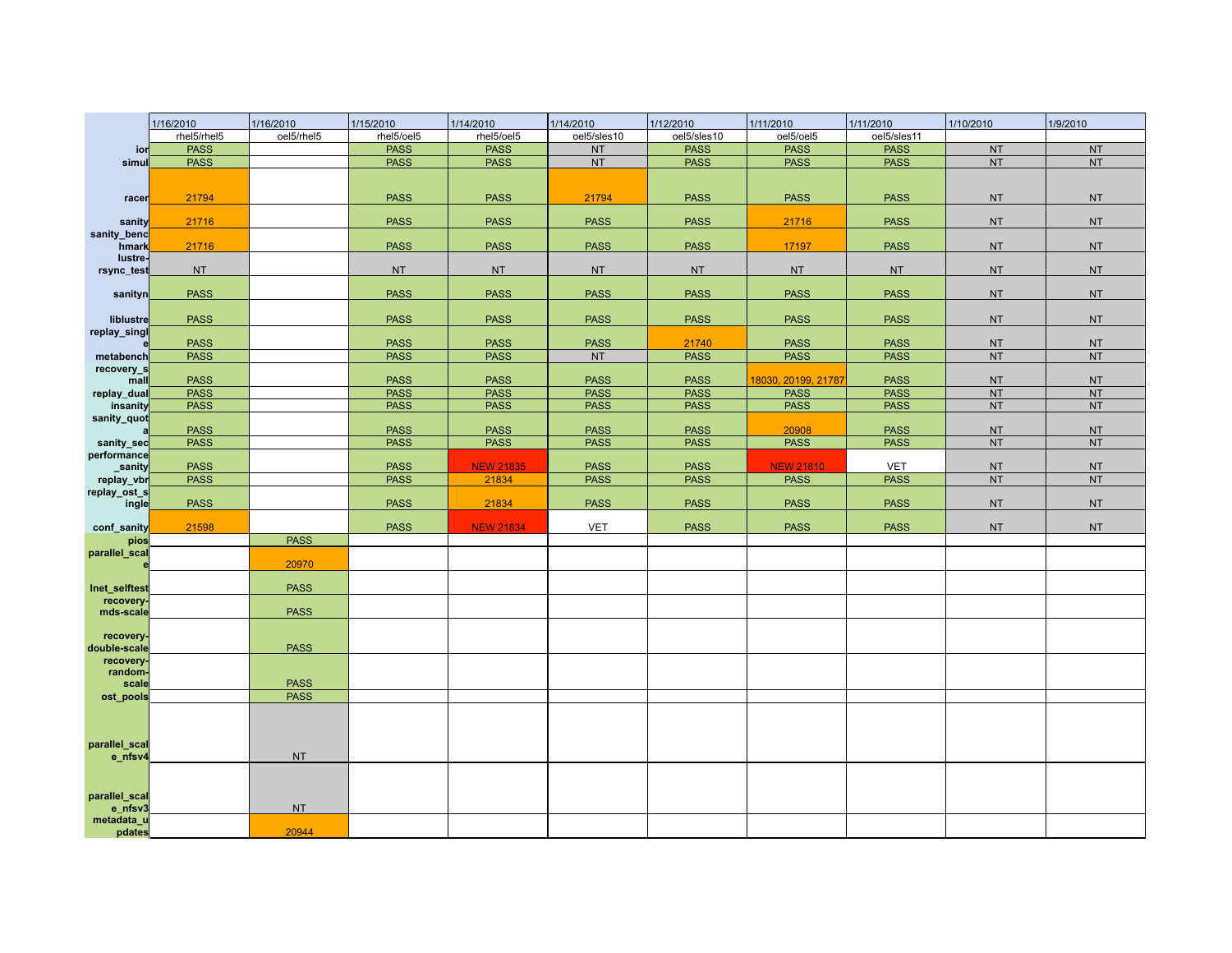| | 1/16/2010 | 1/16/2010 | 1/15/2010 | 1/14/2010 | 1/14/2010 | 1/12/2010 | 1/11/2010 | 1/11/2010 | 1/10/2010 | 1/9/2010 |
|---|---|---|---|---|---|---|---|---|---|---|
| | rhel5/rhel5 | oel5/rhel5 | rhel5/oel5 | rhel5/oel5 | oel5/sles10 | oel5/sles10 | oel5/oel5 | oel5/sles11 | | |
| ior | PASS | | PASS | PASS | NT | PASS | PASS | PASS | NT | NT |
| simul | PASS | | PASS | PASS | NT | PASS | PASS | PASS | NT | NT |
| racer | 21794 | | PASS | PASS | 21794 | PASS | PASS | PASS | NT | NT |
| sanity | 21716 | | PASS | PASS | PASS | PASS | 21716 | PASS | NT | NT |
| sanity_benchmark | 21716 | | PASS | PASS | PASS | PASS | 17197 | PASS | NT | NT |
| lustre-rsync_test | NT | | NT | NT | NT | NT | NT | NT | NT | NT |
| sanityn | PASS | | PASS | PASS | PASS | PASS | PASS | PASS | NT | NT |
| liblustre | PASS | | PASS | PASS | PASS | PASS | PASS | PASS | NT | NT |
| replay_single | PASS | | PASS | PASS | PASS | 21740 | PASS | PASS | NT | NT |
| metabench | PASS | | PASS | PASS | NT | PASS | PASS | PASS | NT | NT |
| recovery_small | PASS | | PASS | PASS | PASS | PASS | 18030, 20199, 21787 | PASS | NT | NT |
| replay_dual | PASS | | PASS | PASS | PASS | PASS | PASS | PASS | NT | NT |
| insanity | PASS | | PASS | PASS | PASS | PASS | PASS | PASS | NT | NT |
| sanity_quota | PASS | | PASS | PASS | PASS | PASS | 20908 | PASS | NT | NT |
| sanity_sec | PASS | | PASS | PASS | PASS | PASS | PASS | PASS | NT | NT |
| performance_sanity | PASS | | PASS | NEW 21835 | PASS | PASS | NEW 21810 | VET | NT | NT |
| replay_vbr | PASS | | PASS | 21834 | PASS | PASS | PASS | PASS | NT | NT |
| replay_ost_single | PASS | | PASS | 21834 | PASS | PASS | PASS | PASS | NT | NT |
| conf_sanity | 21598 | | PASS | NEW 21834 | VET | PASS | PASS | PASS | NT | NT |
| pios | | PASS | | | | | | | | |
| parallel_scale | | 20970 | | | | | | | | |
| lnet_selftest | | PASS | | | | | | | | |
| recovery-mds-scale | | PASS | | | | | | | | |
| recovery-double-scale | | PASS | | | | | | | | |
| recovery-random-scale | | PASS | | | | | | | | |
| ost_pools | | PASS | | | | | | | | |
| parallel_scale_nfsv4 | | NT | | | | | | | | |
| parallel_scale_nfsv3 | | NT | | | | | | | | |
| metadata_updates | | 20944 | | | | | | | | |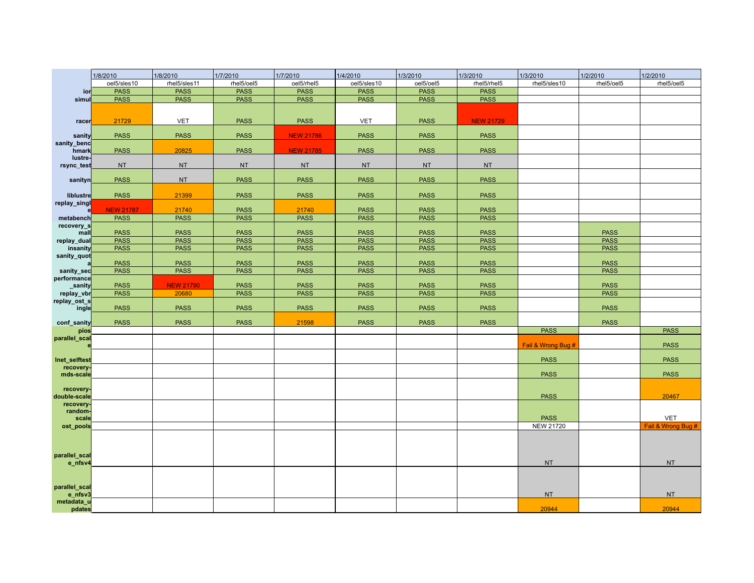| | 1/8/2010 | 1/8/2010 | 1/7/2010 | 1/7/2010 | 1/4/2010 | 1/3/2010 | 1/3/2010 | 1/3/2010 | 1/2/2010 | 1/2/2010 |
|---|---|---|---|---|---|---|---|---|---|---|
| | oel5/sles10 | rhel5/sles11 | rhel5/oel5 | oel5/rhel5 | oel5/sles10 | oel5/oel5 | rhel5/rhel5 | rhel5/sles10 | rhel5/oel5 | rhel5/oel5 |
| ior | PASS | PASS | PASS | PASS | PASS | PASS | PASS | | | |
| simul | PASS | PASS | PASS | PASS | PASS | PASS | PASS | | | |
| racer | 21729 | VET | PASS | PASS | VET | PASS | NEW 21729 | | | |
| sanity | PASS | PASS | PASS | NEW 21786 | PASS | PASS | PASS | | | |
| sanity_benchmark | PASS | 20825 | PASS | NEW 21785 | PASS | PASS | PASS | | | |
| lustre-rsync_test | NT | NT | NT | NT | NT | NT | NT | | | |
| sanityn | PASS | NT | PASS | PASS | PASS | PASS | PASS | | | |
| liblustre | PASS | 21399 | PASS | PASS | PASS | PASS | PASS | | | |
| replay_single | NEW 21787 | 21740 | PASS | 21740 | PASS | PASS | PASS | | | |
| metabench | PASS | PASS | PASS | PASS | PASS | PASS | PASS | | | |
| recovery_small | PASS | PASS | PASS | PASS | PASS | PASS | PASS | | PASS | |
| replay_dual | PASS | PASS | PASS | PASS | PASS | PASS | PASS | | PASS | |
| insanity | PASS | PASS | PASS | PASS | PASS | PASS | PASS | | PASS | |
| sanity_quota | PASS | PASS | PASS | PASS | PASS | PASS | PASS | | PASS | |
| sanity_sec | PASS | PASS | PASS | PASS | PASS | PASS | PASS | | PASS | |
| performance_sanity | PASS | NEW 21790 | PASS | PASS | PASS | PASS | PASS | | PASS | |
| replay_vbr | PASS | 20680 | PASS | PASS | PASS | PASS | PASS | | PASS | |
| replay_ost_single | PASS | PASS | PASS | PASS | PASS | PASS | PASS | | PASS | |
| conf_sanity | PASS | PASS | PASS | 21598 | PASS | PASS | PASS | | PASS | |
| pios | | | | | | | | PASS | | PASS |
| parallel_scale | | | | | | | | Fail & Wrong Bug # | | PASS |
| lnet_selftest | | | | | | | | PASS | | PASS |
| recovery-mds-scale | | | | | | | | PASS | | PASS |
| recovery-double-scale | | | | | | | | PASS | | 20467 |
| recovery-random-scale | | | | | | | | PASS | | VET |
| ost_pools | | | | | | | | NEW 21720 | | Fail & Wrong Bug # |
| parallel_scale_nfsv4 | | | | | | | | NT | | NT |
| parallel_scale_nfsv3 | | | | | | | | NT | | NT |
| metadata_updates | | | | | | | | 20944 | | 20944 |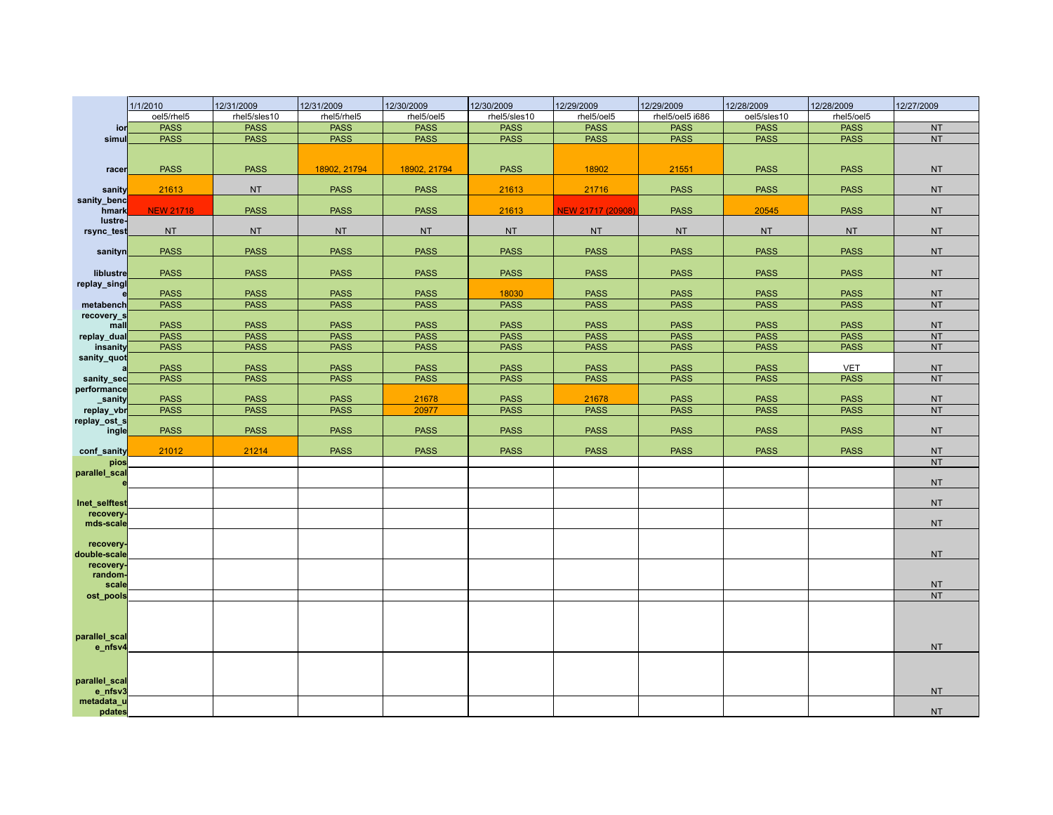| | 1/1/2010 | 12/31/2009 | 12/31/2009 | 12/30/2009 | 12/30/2009 | 12/29/2009 | 12/29/2009 | 12/28/2009 | 12/28/2009 | 12/27/2009 |
|---|---|---|---|---|---|---|---|---|---|---|
| | oel5/rhel5 | rhel5/sles10 | rhel5/rhel5 | rhel5/oel5 | rhel5/sles10 | rhel5/oel5 | rhel5/oel5 i686 | oel5/sles10 | rhel5/oel5 | |
| ior | PASS | PASS | PASS | PASS | PASS | PASS | PASS | PASS | PASS | NT |
| simul | PASS | PASS | PASS | PASS | PASS | PASS | PASS | PASS | PASS | NT |
| racer | PASS | PASS | 18902, 21794 | 18902, 21794 | PASS | 18902 | 21551 | PASS | PASS | NT |
| sanity | 21613 | NT | PASS | PASS | 21613 | 21716 | PASS | PASS | PASS | NT |
| sanity_benchmark | NEW 21718 | PASS | PASS | PASS | 21613 | NEW 21717 (20908) | PASS | 20545 | PASS | NT |
| lustre-rsync_test | NT | NT | NT | NT | NT | NT | NT | NT | NT | NT |
| sanityn | PASS | PASS | PASS | PASS | PASS | PASS | PASS | PASS | PASS | NT |
| liblustre | PASS | PASS | PASS | PASS | PASS | PASS | PASS | PASS | PASS | NT |
| replay_single | PASS | PASS | PASS | PASS | 18030 | PASS | PASS | PASS | PASS | NT |
| metabench | PASS | PASS | PASS | PASS | PASS | PASS | PASS | PASS | PASS | NT |
| recovery_small | PASS | PASS | PASS | PASS | PASS | PASS | PASS | PASS | PASS | NT |
| replay_dual | PASS | PASS | PASS | PASS | PASS | PASS | PASS | PASS | PASS | NT |
| insanity | PASS | PASS | PASS | PASS | PASS | PASS | PASS | PASS | PASS | NT |
| sanity_quota | PASS | PASS | PASS | PASS | PASS | PASS | PASS | PASS | VET | NT |
| sanity_sec | PASS | PASS | PASS | PASS | PASS | PASS | PASS | PASS | PASS | NT |
| performance_sanity | PASS | PASS | PASS | 21678 | PASS | 21678 | PASS | PASS | PASS | NT |
| replay_vbr | PASS | PASS | PASS | 20977 | PASS | PASS | PASS | PASS | PASS | NT |
| replay_ost_single | PASS | PASS | PASS | PASS | PASS | PASS | PASS | PASS | PASS | NT |
| conf_sanity | 21012 | 21214 | PASS | PASS | PASS | PASS | PASS | PASS | PASS | NT |
| pios | | | | | | | | | | NT |
| parallel_scale | | | | | | | | | | NT |
| lnet_selftest | | | | | | | | | | NT |
| recovery-mds-scale | | | | | | | | | | NT |
| recovery-double-scale | | | | | | | | | | NT |
| recovery-random-scale | | | | | | | | | | NT |
| ost_pools | | | | | | | | | | NT |
| parallel_scale_nfsv4 | | | | | | | | | | NT |
| parallel_scale_nfsv3 | | | | | | | | | | NT |
| metadata_updates | | | | | | | | | | NT |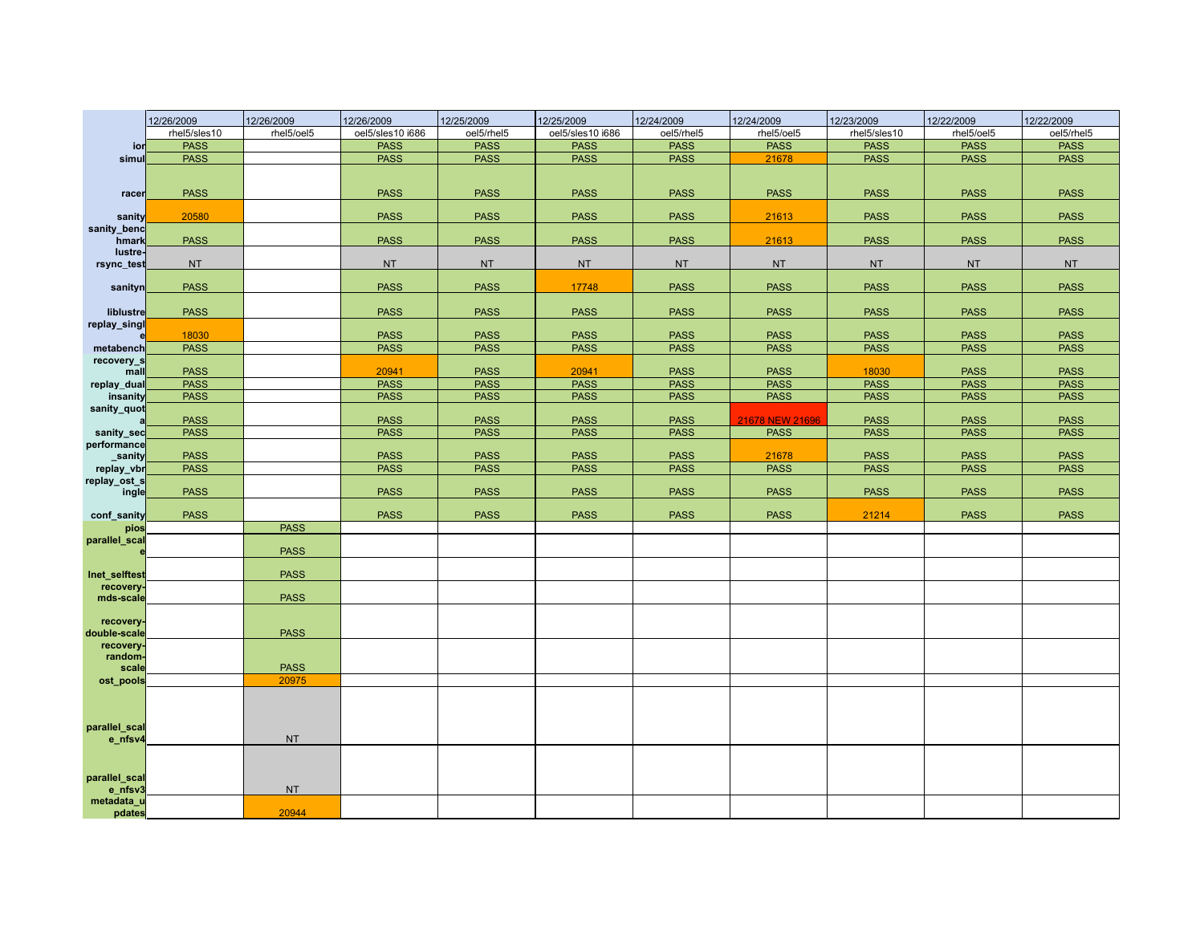| | 12/26/2009 | 12/26/2009 | 12/26/2009 | 12/25/2009 | 12/25/2009 | 12/24/2009 | 12/24/2009 | 12/23/2009 | 12/22/2009 | 12/22/2009 |
|---|---|---|---|---|---|---|---|---|---|---|
| | rhel5/sles10 | rhel5/oel5 | oel5/sles10 i686 | oel5/rhel5 | oel5/sles10 i686 | oel5/rhel5 | rhel5/oel5 | rhel5/sles10 | rhel5/oel5 | oel5/rhel5 |
| ior | PASS | | PASS | PASS | PASS | PASS | PASS | PASS | PASS | PASS |
| simul | PASS | | PASS | PASS | PASS | PASS | 21678 | PASS | PASS | PASS |
| racer | PASS | | PASS | PASS | PASS | PASS | PASS | PASS | PASS | PASS |
| sanity | 20580 | | PASS | PASS | PASS | PASS | 21613 | PASS | PASS | PASS |
| sanity_benchmark | PASS | | PASS | PASS | PASS | PASS | 21613 | PASS | PASS | PASS |
| lustre-rsync_test | NT | | NT | NT | NT | NT | NT | NT | NT | NT |
| sanityn | PASS | | PASS | PASS | 17748 | PASS | PASS | PASS | PASS | PASS |
| liblustre | PASS | | PASS | PASS | PASS | PASS | PASS | PASS | PASS | PASS |
| replay_single | 18030 | | PASS | PASS | PASS | PASS | PASS | PASS | PASS | PASS |
| metabench | PASS | | PASS | PASS | PASS | PASS | PASS | PASS | PASS | PASS |
| recovery_small | PASS | | 20941 | PASS | 20941 | PASS | PASS | 18030 | PASS | PASS |
| replay_dual | PASS | | PASS | PASS | PASS | PASS | PASS | PASS | PASS | PASS |
| insanity | PASS | | PASS | PASS | PASS | PASS | PASS | PASS | PASS | PASS |
| sanity_quota | PASS | | PASS | PASS | PASS | PASS | 21678 NEW 21696 | PASS | PASS | PASS |
| sanity_sec | PASS | | PASS | PASS | PASS | PASS | PASS | PASS | PASS | PASS |
| performance_sanity | PASS | | PASS | PASS | PASS | PASS | 21678 | PASS | PASS | PASS |
| replay_vbr | PASS | | PASS | PASS | PASS | PASS | PASS | PASS | PASS | PASS |
| replay_ost_single | PASS | | PASS | PASS | PASS | PASS | PASS | PASS | PASS | PASS |
| conf_sanity | PASS | | PASS | PASS | PASS | PASS | PASS | 21214 | PASS | PASS |
| pios | | PASS | | | | | | | | |
| parallel_scale | | PASS | | | | | | | | |
| lnet_selftest | | PASS | | | | | | | | |
| recovery-mds-scale | | PASS | | | | | | | | |
| recovery-double-scale | | PASS | | | | | | | | |
| recovery-random-scale | | PASS | | | | | | | | |
| ost_pools | | 20975 | | | | | | | | |
| parallel_scale_nfsv4 | | NT | | | | | | | | |
| parallel_scale_nfsv3 | | NT | | | | | | | | |
| metadata_updates | | 20944 | | | | | | | | |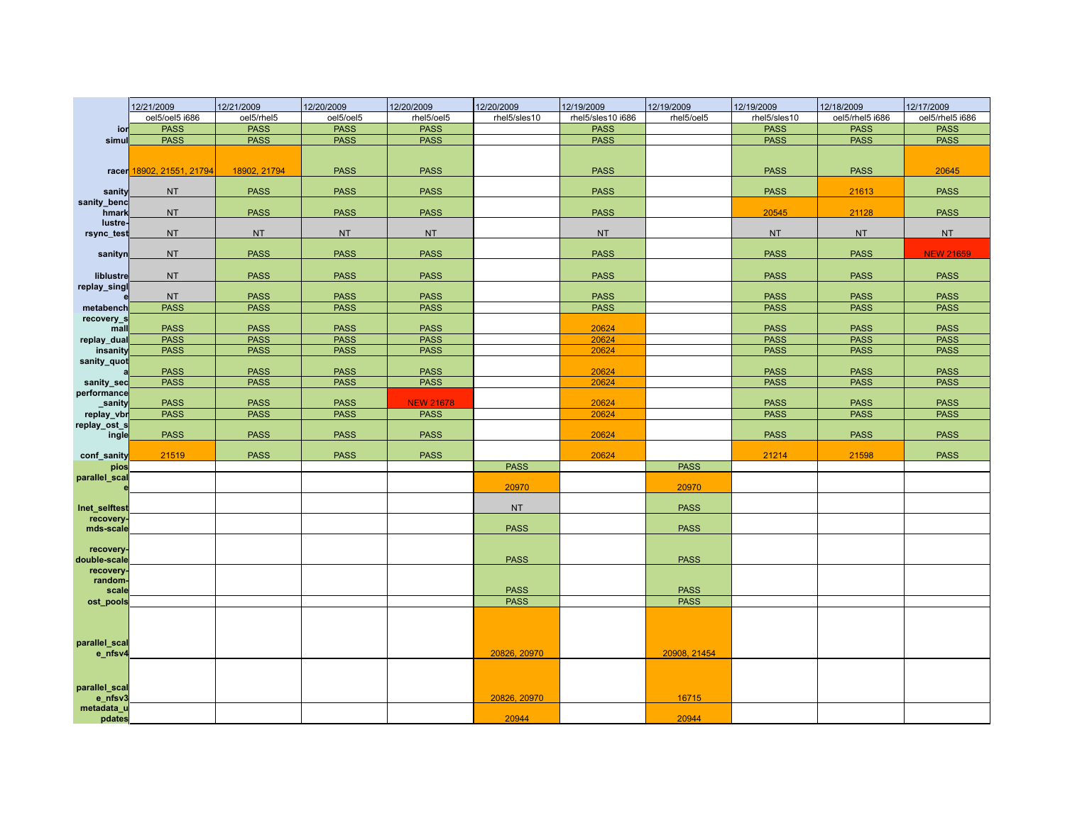| | 12/21/2009 | 12/21/2009 | 12/20/2009 | 12/20/2009 | 12/20/2009 | 12/19/2009 | 12/19/2009 | 12/19/2009 | 12/18/2009 | 12/17/2009 |
|---|---|---|---|---|---|---|---|---|---|---|
| | oel5/oel5 i686 | oel5/rhel5 | oel5/oel5 | rhel5/oel5 | rhel5/sles10 | rhel5/sles10 i686 | rhel5/oel5 | rhel5/sles10 | oel5/rhel5 i686 | oel5/rhel5 i686 |
| ior | PASS | PASS | PASS | PASS | | PASS | | PASS | PASS | PASS |
| simul | PASS | PASS | PASS | PASS | | PASS | | PASS | PASS | PASS |
| racer | 18902, 21551, 21794 | 18902, 21794 | PASS | PASS | | PASS | | PASS | PASS | 20645 |
| sanity | NT | PASS | PASS | PASS | | PASS | | PASS | 21613 | PASS |
| sanity_benchmark | NT | PASS | PASS | PASS | | PASS | | 20545 | 21128 | PASS |
| lustre-rsync_test | NT | NT | NT | NT | | NT | | NT | NT | NT |
| sanityn | NT | PASS | PASS | PASS | | PASS | | PASS | PASS | NEW 21659 |
| liblustre | NT | PASS | PASS | PASS | | PASS | | PASS | PASS | PASS |
| replay_single | NT | PASS | PASS | PASS | | PASS | | PASS | PASS | PASS |
| metabench | PASS | PASS | PASS | PASS | | PASS | | PASS | PASS | PASS |
| recovery_small | PASS | PASS | PASS | PASS | | 20624 | | PASS | PASS | PASS |
| replay_dual | PASS | PASS | PASS | PASS | | 20624 | | PASS | PASS | PASS |
| insanity | PASS | PASS | PASS | PASS | | 20624 | | PASS | PASS | PASS |
| sanity_quota | PASS | PASS | PASS | PASS | | 20624 | | PASS | PASS | PASS |
| sanity_sec | PASS | PASS | PASS | PASS | | 20624 | | PASS | PASS | PASS |
| performance_sanity | PASS | PASS | PASS | NEW 21678 | | 20624 | | PASS | PASS | PASS |
| replay_vbr | PASS | PASS | PASS | PASS | | 20624 | | PASS | PASS | PASS |
| replay_ost_single | PASS | PASS | PASS | PASS | | 20624 | | PASS | PASS | PASS |
| conf_sanity | 21519 | PASS | PASS | PASS | | 20624 | | 21214 | 21598 | PASS |
| pios | | | | | PASS | | PASS | | | |
| parallel_scale | | | | | 20970 | | 20970 | | | |
| lnet_selftest | | | | | NT | | PASS | | | |
| recovery-mds-scale | | | | | PASS | | PASS | | | |
| recovery-double-scale | | | | | PASS | | PASS | | | |
| recovery-random-scale | | | | | PASS | | PASS | | | |
| ost_pools | | | | | PASS | | PASS | | | |
| parallel_scale_nfsv4 | | | | | 20826, 20970 | | 20908, 21454 | | | |
| parallel_scale_nfsv3 | | | | | 20826, 20970 | | 16715 | | | |
| metadata_updates | | | | | 20944 | | 20944 | | | |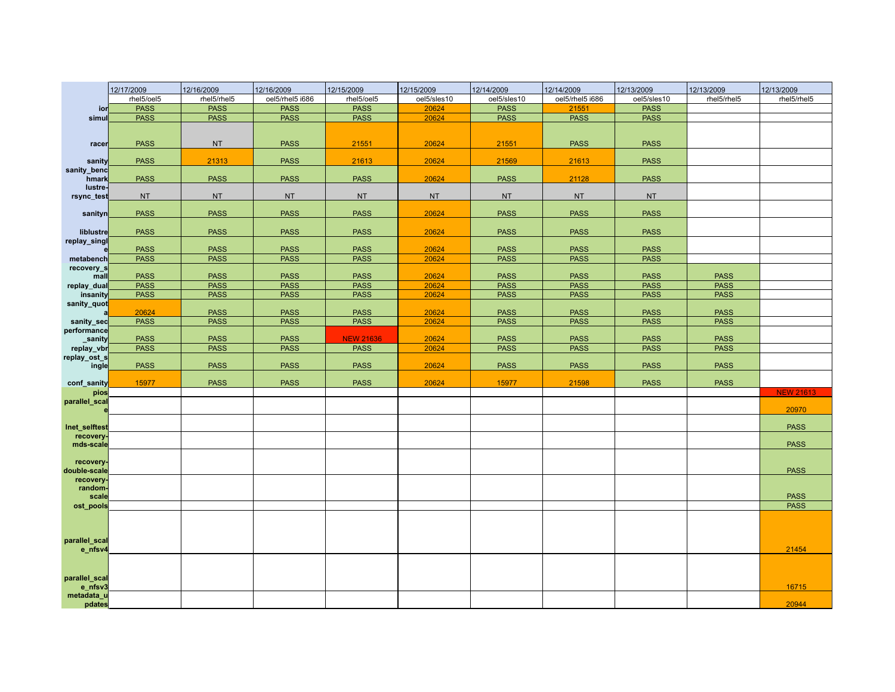| | 12/17/2009 | 12/16/2009 | 12/16/2009 | 12/15/2009 | 12/15/2009 | 12/14/2009 | 12/14/2009 | 12/13/2009 | 12/13/2009 | 12/13/2009 |
|---|---|---|---|---|---|---|---|---|---|---|
| | rhel5/oel5 | rhel5/rhel5 | oel5/rhel5 i686 | rhel5/oel5 | oel5/sles10 | oel5/sles10 | oel5/rhel5 i686 | oel5/sles10 | rhel5/rhel5 | rhel5/rhel5 |
| ior | PASS | PASS | PASS | PASS | 20624 | PASS | 21551 | PASS | | |
| simul | PASS | PASS | PASS | PASS | 20624 | PASS | PASS | PASS | | |
| racer | PASS | NT | PASS | 21551 | 20624 | 21551 | PASS | PASS | | |
| sanity | PASS | 21313 | PASS | 21613 | 20624 | 21569 | 21613 | PASS | | |
| sanity_benchmark | PASS | PASS | PASS | PASS | 20624 | PASS | 21128 | PASS | | |
| lustre-rsync_test | NT | NT | NT | NT | NT | NT | NT | NT | | |
| sanityn | PASS | PASS | PASS | PASS | 20624 | PASS | PASS | PASS | | |
| liblustre | PASS | PASS | PASS | PASS | 20624 | PASS | PASS | PASS | | |
| replay_single | PASS | PASS | PASS | PASS | 20624 | PASS | PASS | PASS | | |
| metabench | PASS | PASS | PASS | PASS | 20624 | PASS | PASS | PASS | | |
| recovery_small | PASS | PASS | PASS | PASS | 20624 | PASS | PASS | PASS | PASS | |
| replay_dual | PASS | PASS | PASS | PASS | 20624 | PASS | PASS | PASS | PASS | |
| insanity | PASS | PASS | PASS | PASS | 20624 | PASS | PASS | PASS | PASS | |
| sanity_quota | 20624 | PASS | PASS | PASS | 20624 | PASS | PASS | PASS | PASS | |
| sanity_sec | PASS | PASS | PASS | PASS | 20624 | PASS | PASS | PASS | PASS | |
| performance_sanity | PASS | PASS | PASS | NEW 21636 | 20624 | PASS | PASS | PASS | PASS | |
| replay_vbr | PASS | PASS | PASS | PASS | 20624 | PASS | PASS | PASS | PASS | |
| replay_ost_single | PASS | PASS | PASS | PASS | 20624 | PASS | PASS | PASS | PASS | |
| conf_sanity | 15977 | PASS | PASS | PASS | 20624 | 15977 | 21598 | PASS | PASS | |
| pios | | | | | | | | | | NEW 21613 |
| parallel_scale | | | | | | | | | | 20970 |
| lnet_selftest | | | | | | | | | | PASS |
| recovery-mds-scale | | | | | | | | | | PASS |
| recovery-double-scale | | | | | | | | | | PASS |
| recovery-random-scale | | | | | | | | | | PASS |
| ost_pools | | | | | | | | | | PASS |
| parallel_scale_nfsv4 | | | | | | | | | | 21454 |
| parallel_scale_nfsv3 | | | | | | | | | | 16715 |
| metadata_updates | | | | | | | | | | 20944 |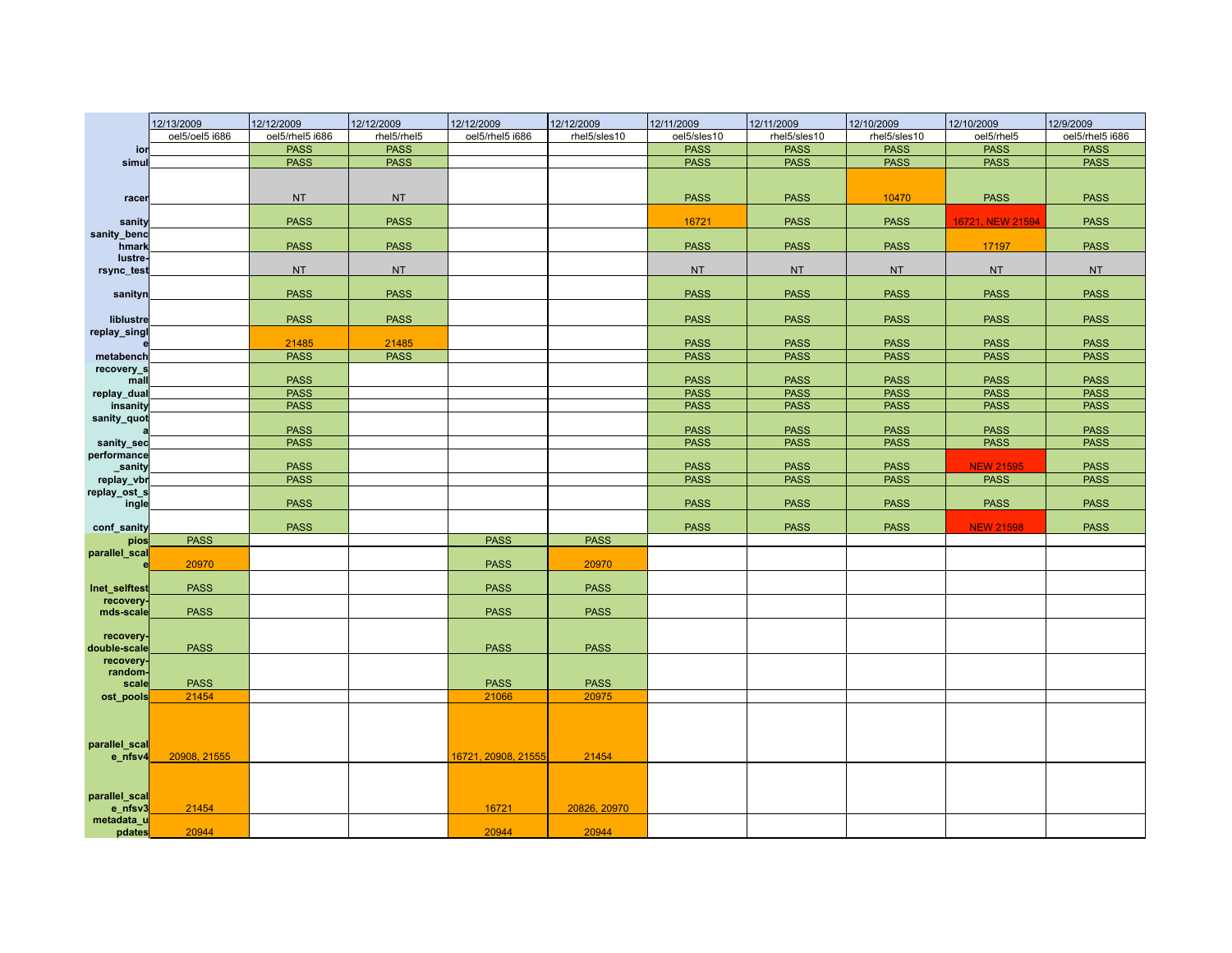| | 12/13/2009 | 12/12/2009 | 12/12/2009 | 12/12/2009 | 12/12/2009 | 12/11/2009 | 12/11/2009 | 12/10/2009 | 12/10/2009 | 12/9/2009 |
|---|---|---|---|---|---|---|---|---|---|---|
| | oel5/oel5 i686 | oel5/rhel5 i686 | rhel5/rhel5 | oel5/rhel5 i686 | rhel5/sles10 | oel5/sles10 | rhel5/sles10 | rhel5/sles10 | oel5/rhel5 | oel5/rhel5 i686 |
| ior | | PASS | PASS | | | PASS | PASS | PASS | PASS | PASS |
| simul | | PASS | PASS | | | PASS | PASS | PASS | PASS | PASS |
| racer | | NT | NT | | | PASS | PASS | 10470 | PASS | PASS |
| sanity | | PASS | PASS | | | 16721 | PASS | PASS | 16721, NEW 21594 | PASS |
| sanity_benchmark | | PASS | PASS | | | PASS | PASS | PASS | 17197 | PASS |
| lustre-rsync_test | | NT | NT | | | NT | NT | NT | NT | NT |
| sanityn | | PASS | PASS | | | PASS | PASS | PASS | PASS | PASS |
| liblustre | | PASS | PASS | | | PASS | PASS | PASS | PASS | PASS |
| replay_single | | 21485 | 21485 | | | PASS | PASS | PASS | PASS | PASS |
| metabench | | PASS | PASS | | | PASS | PASS | PASS | PASS | PASS |
| recovery_small | | PASS | | | | PASS | PASS | PASS | PASS | PASS |
| replay_dual | | PASS | | | | PASS | PASS | PASS | PASS | PASS |
| insanity | | PASS | | | | PASS | PASS | PASS | PASS | PASS |
| sanity_quota | | PASS | | | | PASS | PASS | PASS | PASS | PASS |
| sanity_sec | | PASS | | | | PASS | PASS | PASS | PASS | PASS |
| performance_sanity | | PASS | | | | PASS | PASS | PASS | NEW 21595 | PASS |
| replay_vbr | | PASS | | | | PASS | PASS | PASS | PASS | PASS |
| replay_ost_single | | PASS | | | | PASS | PASS | PASS | PASS | PASS |
| conf_sanity | | PASS | | | | PASS | PASS | PASS | NEW 21598 | PASS |
| pios | PASS | | | PASS | PASS | | | | | |
| parallel_scale | 20970 | | | PASS | 20970 | | | | | |
| lnet_selftest | PASS | | | PASS | PASS | | | | | |
| recovery-mds-scale | PASS | | | PASS | PASS | | | | | |
| recovery-double-scale | PASS | | | PASS | PASS | | | | | |
| recovery-random-scale | PASS | | | PASS | PASS | | | | | |
| ost_pools | 21454 | | | 21066 | 20975 | | | | | |
| parallel_scale_nfsv4 | 20908, 21555 | | | 16721, 20908, 21555 | 21454 | | | | | |
| parallel_scale_nfsv3 | 21454 | | | 16721 | 20826, 20970 | | | | | |
| metadata_updates | 20944 | | | 20944 | 20944 | | | | | |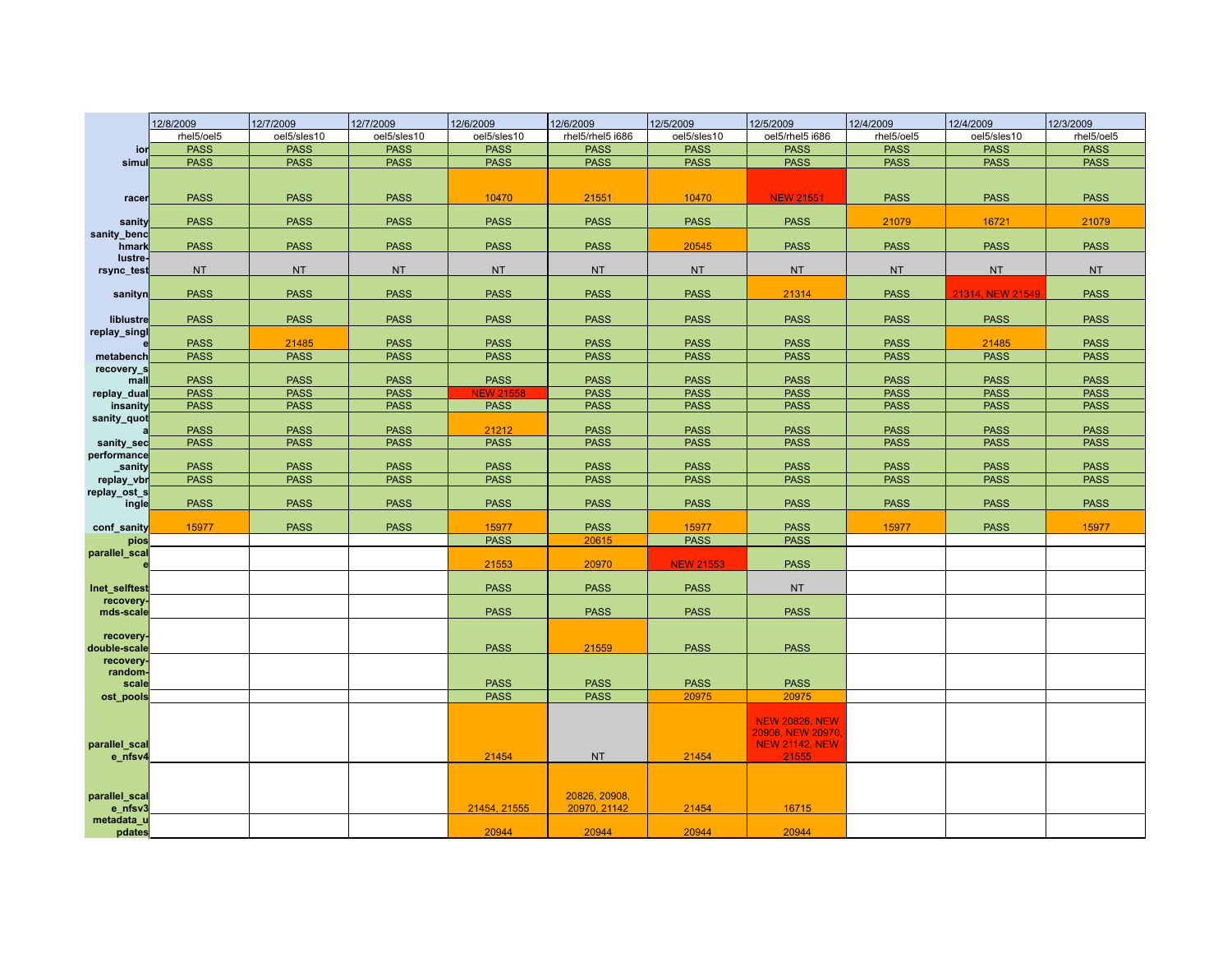| | 12/8/2009 | 12/7/2009 | 12/7/2009 | 12/6/2009 | 12/6/2009 | 12/5/2009 | 12/5/2009 | 12/4/2009 | 12/4/2009 | 12/3/2009 |
|---|---|---|---|---|---|---|---|---|---|---|
| | rhel5/oel5 | oel5/sles10 | oel5/sles10 | oel5/sles10 | rhel5/rhel5 i686 | oel5/sles10 | oel5/rhel5 i686 | rhel5/oel5 | oel5/sles10 | rhel5/oel5 |
| ior | PASS | PASS | PASS | PASS | PASS | PASS | PASS | PASS | PASS | PASS |
| simul | PASS | PASS | PASS | PASS | PASS | PASS | PASS | PASS | PASS | PASS |
| racer | PASS | PASS | PASS | 10470 | 21551 | 10470 | NEW 21551 | PASS | PASS | PASS |
| sanity | PASS | PASS | PASS | PASS | PASS | PASS | PASS | 21079 | 16721 | 21079 |
| sanity_benchmark | PASS | PASS | PASS | PASS | PASS | 20545 | PASS | PASS | PASS | PASS |
| lustre-rsync_test | NT | NT | NT | NT | NT | NT | NT | NT | NT | NT |
| sanityn | PASS | PASS | PASS | PASS | PASS | PASS | 21314 | PASS | 21314, NEW 21549 | PASS |
| liblustre | PASS | PASS | PASS | PASS | PASS | PASS | PASS | PASS | PASS | PASS |
| replay_single | PASS | 21485 | PASS | PASS | PASS | PASS | PASS | PASS | 21485 | PASS |
| metabench | PASS | PASS | PASS | PASS | PASS | PASS | PASS | PASS | PASS | PASS |
| recovery_small | PASS | PASS | PASS | PASS | PASS | PASS | PASS | PASS | PASS | PASS |
| replay_dual | PASS | PASS | PASS | NEW 21558 | PASS | PASS | PASS | PASS | PASS | PASS |
| insanity | PASS | PASS | PASS | PASS | PASS | PASS | PASS | PASS | PASS | PASS |
| sanity_quota | PASS | PASS | PASS | 21212 | PASS | PASS | PASS | PASS | PASS | PASS |
| sanity_sec | PASS | PASS | PASS | PASS | PASS | PASS | PASS | PASS | PASS | PASS |
| performance_sanity | PASS | PASS | PASS | PASS | PASS | PASS | PASS | PASS | PASS | PASS |
| replay_vbr | PASS | PASS | PASS | PASS | PASS | PASS | PASS | PASS | PASS | PASS |
| replay_ost_single | PASS | PASS | PASS | PASS | PASS | PASS | PASS | PASS | PASS | PASS |
| conf_sanity | 15977 | PASS | PASS | 15977 | PASS | 15977 | PASS | 15977 | PASS | 15977 |
| pios | | | | PASS | 20615 | PASS | PASS | | | |
| parallel_scale | | | | 21553 | 20970 | NEW 21553 | PASS | | | |
| lnet_selftest | | | | PASS | PASS | PASS | NT | | | |
| recovery-mds-scale | | | | PASS | PASS | PASS | PASS | | | |
| recovery-double-scale | | | | PASS | 21559 | PASS | PASS | | | |
| recovery-random-scale | | | | PASS | PASS | PASS | PASS | | | |
| ost_pools | | | | PASS | PASS | 20975 | 20975 | | | |
| parallel_scale_nfsv4 | | | | 21454 | NT | 21454 | NEW 20826, NEW 20908, NEW 20970, NEW 21142, NEW 21555 | | | |
| parallel_scale_nfsv3 | | | | 21454, 21555 | 20826, 20908, 20970, 21142 | 21454 | 16715 | | | |
| metadata_updates | | | | 20944 | 20944 | 20944 | 20944 | | | |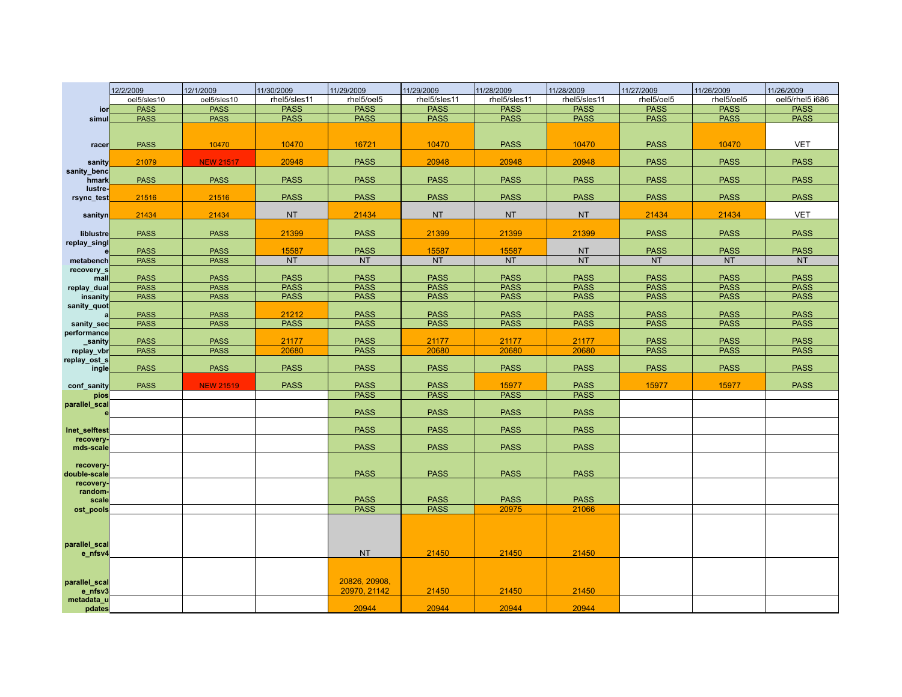| | 12/2/2009 | 12/1/2009 | 11/30/2009 | 11/29/2009 | 11/29/2009 | 11/28/2009 | 11/28/2009 | 11/27/2009 | 11/26/2009 | 11/26/2009 |
|---|---|---|---|---|---|---|---|---|---|---|
| | oel5/sles10 | oel5/sles10 | rhel5/sles11 | rhel5/oel5 | rhel5/sles11 | rhel5/sles11 | rhel5/sles11 | rhel5/oel5 | rhel5/oel5 | oel5/rhel5 i686 |
| ior | PASS | PASS | PASS | PASS | PASS | PASS | PASS | PASS | PASS | PASS |
| simul | PASS | PASS | PASS | PASS | PASS | PASS | PASS | PASS | PASS | PASS |
| racer | PASS | 10470 | 10470 | 16721 | 10470 | PASS | 10470 | PASS | 10470 | VET |
| sanity | 21079 | NEW 21517 | 20948 | PASS | 20948 | 20948 | 20948 | PASS | PASS | PASS |
| sanity_benchmark | PASS | PASS | PASS | PASS | PASS | PASS | PASS | PASS | PASS | PASS |
| lustre-rsync_test | 21516 | 21516 | PASS | PASS | PASS | PASS | PASS | PASS | PASS | PASS |
| sanityn | 21434 | 21434 | NT | 21434 | NT | NT | NT | 21434 | 21434 | VET |
| liblustre | PASS | PASS | 21399 | PASS | 21399 | 21399 | 21399 | PASS | PASS | PASS |
| replay_single | PASS | PASS | 15587 | PASS | 15587 | 15587 | NT | PASS | PASS | PASS |
| metabench | PASS | PASS | NT | NT | NT | NT | NT | NT | NT | NT |
| recovery_small | PASS | PASS | PASS | PASS | PASS | PASS | PASS | PASS | PASS | PASS |
| replay_dual | PASS | PASS | PASS | PASS | PASS | PASS | PASS | PASS | PASS | PASS |
| insanity | PASS | PASS | PASS | PASS | PASS | PASS | PASS | PASS | PASS | PASS |
| sanity_quota | PASS | PASS | 21212 | PASS | PASS | PASS | PASS | PASS | PASS | PASS |
| sanity_sec | PASS | PASS | PASS | PASS | PASS | PASS | PASS | PASS | PASS | PASS |
| performance_sanity | PASS | PASS | 21177 | PASS | 21177 | 21177 | 21177 | PASS | PASS | PASS |
| replay_vbr | PASS | PASS | 20680 | PASS | 20680 | 20680 | 20680 | PASS | PASS | PASS |
| replay_ost_single | PASS | PASS | PASS | PASS | PASS | PASS | PASS | PASS | PASS | PASS |
| conf_sanity | PASS | NEW 21519 | PASS | PASS | PASS | 15977 | PASS | 15977 | 15977 | PASS |
| pios | | | | PASS | PASS | PASS | PASS | | | |
| parallel_scale | | | | PASS | PASS | PASS | PASS | | | |
| lnet_selftest | | | | PASS | PASS | PASS | PASS | | | |
| recovery-mds-scale | | | | PASS | PASS | PASS | PASS | | | |
| recovery-double-scale | | | | PASS | PASS | PASS | PASS | | | |
| recovery-random-scale | | | | PASS | PASS | PASS | PASS | | | |
| ost_pools | | | | PASS | PASS | 20975 | 21066 | | | |
| parallel_scale_nfsv4 | | | | NT | 21450 | 21450 | 21450 | | | |
| parallel_scale_nfsv3 | | | | 20826, 20908, 20970, 21142 | 21450 | 21450 | 21450 | | | |
| metadata_updates | | | | 20944 | 20944 | 20944 | 20944 | | | |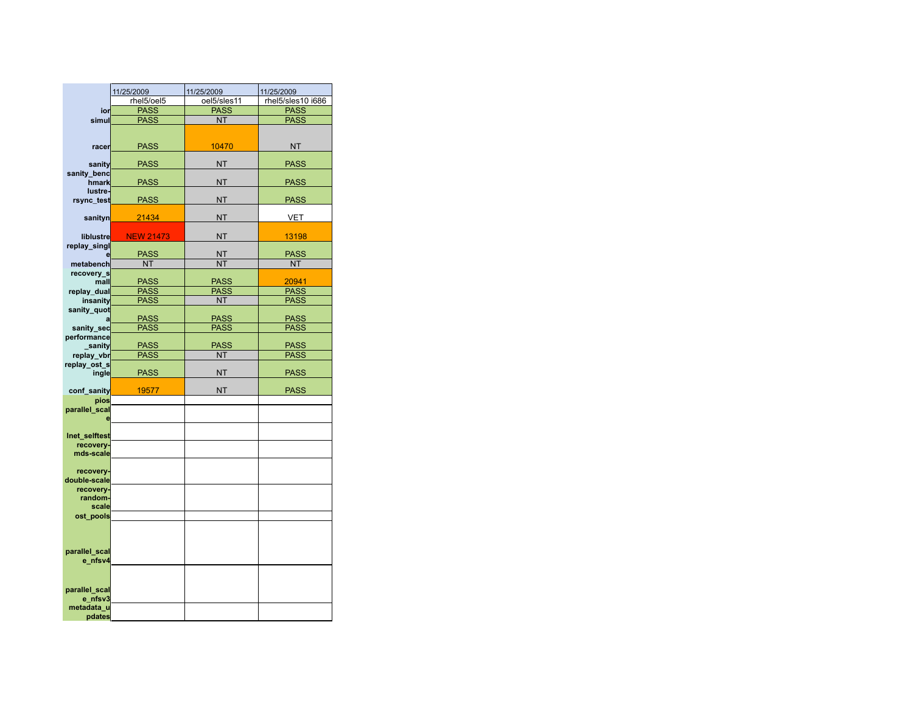| | 11/25/2009 | 11/25/2009 | 11/25/2009 |
|---|---|---|---|
| | rhel5/oel5 | oel5/sles11 | rhel5/sles10 i686 |
| ior | PASS | PASS | PASS |
| simul | PASS | NT | PASS |
| racer | PASS | 10470 | NT |
| sanity | PASS | NT | PASS |
| sanity_benchmark | PASS | NT | PASS |
| lustre-rsync_test | PASS | NT | PASS |
| sanityn | 21434 | NT | VET |
| liblustre | NEW 21473 | NT | 13198 |
| replay_single | PASS | NT | PASS |
| metabench | NT | NT | NT |
| recovery_small | PASS | PASS | 20941 |
| replay_dual | PASS | PASS | PASS |
| insanity | PASS | NT | PASS |
| sanity_quota | PASS | PASS | PASS |
| sanity_sec | PASS | PASS | PASS |
| performance_sanity | PASS | PASS | PASS |
| replay_vbr | PASS | NT | PASS |
| replay_ost_single | PASS | NT | PASS |
| conf_sanity | 19577 | NT | PASS |
| pios | | | |
| parallel_scale | | | |
| lnet_selftest | | | |
| recovery-mds-scale | | | |
| recovery-double-scale | | | |
| recovery-random-scale | | | |
| ost_pools | | | |
| parallel_scale_nfsv4 | | | |
| parallel_scale_nfsv3 | | | |
| metadata_updates | | | |